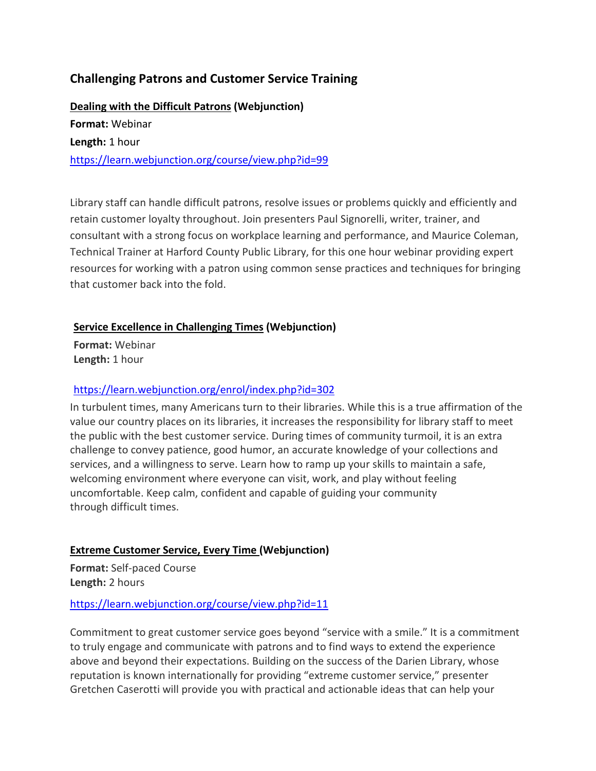## Challenging Patrons and Customer Service Training

**Dealing with the Difficult Patrons (Webjunction)**

**Format:** Webinar

**Length:** 1 hour

https://learn.webjunction.org/course/view.php?id=99

Library staff can handle difficult patrons, resolve issues or problems quickly and efficiently and retain customer loyalty throughout. Join presenters Paul Signorelli, writer, trainer, and consultant with a strong focus on workplace learning and performance, and Maurice Coleman, Technical Trainer at Harford County Public Library, for this one hour webinar providing expert resources for working with a patron using common sense practices and techniques for bringing that customer back into the fold.

**Service Excellence in Challenging Times (Webjunction)**

**Format:** Webinar

**Length:** 1 hour

https://learn.webjunction.org/enrol/index.php?id=302

In turbulent times, many Americans turn to their libraries. While this is a true affirmation of the value our country places on its libraries, it increases the responsibility for library staff to meet the public with the best customer service. During times of community turmoil, it is an extra challenge to convey patience, good humor, an accurate knowledge of your collections and services, and a willingness to serve. Learn how to ramp up your skills to maintain a safe, welcoming environment where everyone can visit, work, and play without feeling uncomfortable. Keep calm, confident and capable of guiding your community through difficult times.

**Extreme Customer Service, Every Time (Webjunction)**

**Format:** Self-paced Course

**Length:** 2 hours

https://learn.webjunction.org/course/view.php?id=11

Commitment to great customer service goes beyond "service with a smile." It is a commitment to truly engage and communicate with patrons and to find ways to extend the experience above and beyond their expectations. Building on the success of the Darien Library, whose reputation is known internationally for providing "extreme customer service," presenter Gretchen Caserotti will provide you with practical and actionable ideas that can help your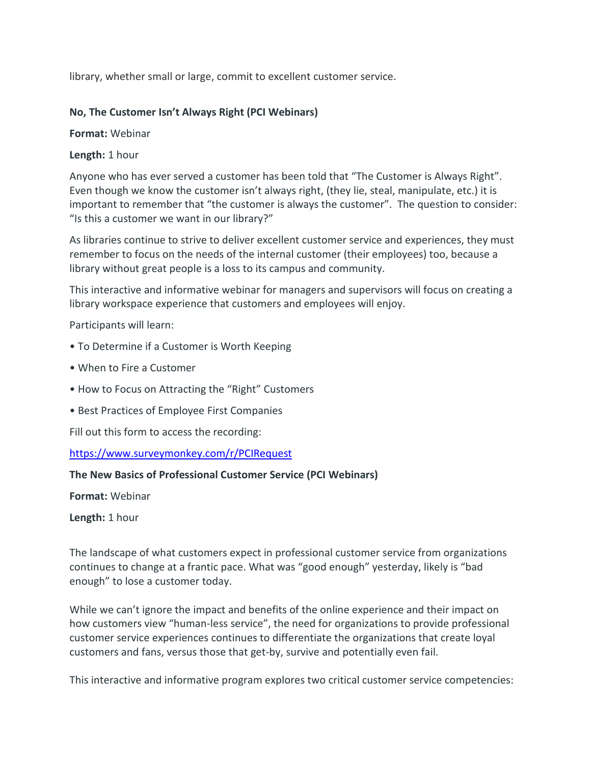library, whether small or large, commit to excellent customer service.

**No, The Customer Isn't Always Right (PCI Webinars)**

**Format:** Webinar

**Length:** 1 hour

Anyone who has ever served a customer has been told that "The Customer is Always Right". Even though we know the customer isn't always right, (they lie, steal, manipulate, etc.) it is important to remember that "the customer is always the customer". The question to consider: "Is this a customer we want in our library?"

As libraries continue to strive to deliver excellent customer service and experiences, they must remember to focus on the needs of the internal customer (their employees) too, because a library without great people is a loss to its campus and community.

This interactive and informative webinar for managers and supervisors will focus on creating a library workspace experience that customers and employees will enjoy.

Participants will learn:

- To Determine if a Customer is Worth Keeping
- When to Fire a Customer
- How to Focus on Attracting the "Right" Customers
- Best Practices of Employee First Companies

Fill out this form to access the recording:

[https://www.surveymonkey.com/r/PCIRequest](https://www.surveymonkey.com/r/PCIRequest)

**The New Basics of Professional Customer Service (PCI Webinars)**

**Format:** Webinar

**Length:** 1 hour

The landscape of what customers expect in professional customer service from organizations continues to change at a frantic pace. What was "good enough" yesterday, likely is "bad enough" to lose a customer today.

While we can't ignore the impact and benefits of the online experience and their impact on how customers view "human-less service", the need for organizations to provide professional customer service experiences continues to differentiate the organizations that create loyal customers and fans, versus those that get-by, survive and potentially even fail.

This interactive and informative program explores two critical customer service competencies: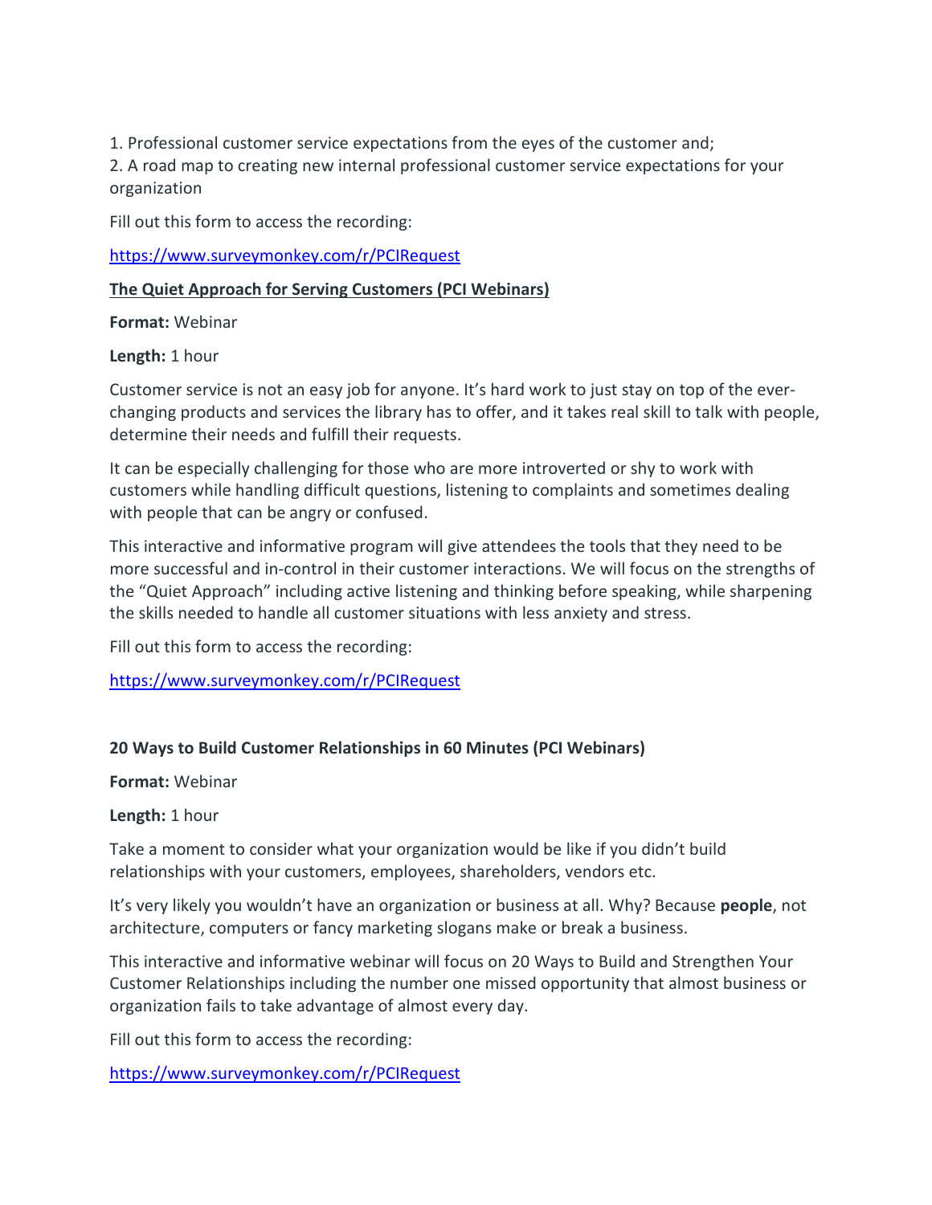1. Professional customer service expectations from the eyes of the customer and;
2. A road map to creating new internal professional customer service expectations for your organization

Fill out this form to access the recording:

[https://www.surveymonkey.com/r/PCIRequest](https://www.surveymonkey.com/r/PCIRequest)

### The Quiet Approach for Serving Customers (PCI Webinars)

**Format:** Webinar

**Length:** 1 hour

Customer service is not an easy job for anyone. It's hard work to just stay on top of the ever-changing products and services the library has to offer, and it takes real skill to talk with people, determine their needs and fulfill their requests.

It can be especially challenging for those who are more introverted or shy to work with customers while handling difficult questions, listening to complaints and sometimes dealing with people that can be angry or confused.

This interactive and informative program will give attendees the tools that they need to be more successful and in-control in their customer interactions. We will focus on the strengths of the "Quiet Approach" including active listening and thinking before speaking, while sharpening the skills needed to handle all customer situations with less anxiety and stress.

Fill out this form to access the recording:

[https://www.surveymonkey.com/r/PCIRequest](https://www.surveymonkey.com/r/PCIRequest)

### 20 Ways to Build Customer Relationships in 60 Minutes (PCI Webinars)

**Format:** Webinar

**Length:** 1 hour

Take a moment to consider what your organization would be like if you didn't build relationships with your customers, employees, shareholders, vendors etc.

It's very likely you wouldn't have an organization or business at all. Why? Because **people**, not architecture, computers or fancy marketing slogans make or break a business.

This interactive and informative webinar will focus on 20 Ways to Build and Strengthen Your Customer Relationships including the number one missed opportunity that almost business or organization fails to take advantage of almost every day.

Fill out this form to access the recording:

[https://www.surveymonkey.com/r/PCIRequest](https://www.surveymonkey.com/r/PCIRequest)